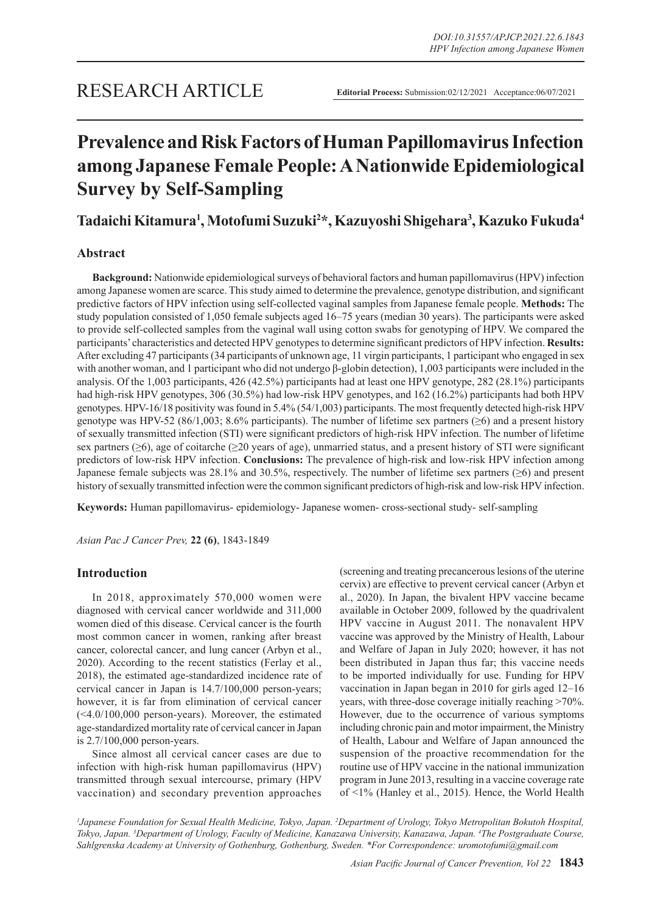RESEARCH ARTICLE

**Editorial Process:** Submission:02/12/2021 Acceptance:06/07/2021

# Prevalence and Risk Factors of Human Papillomavirus Infection among Japanese Female People: A Nationwide Epidemiological Survey by Self-Sampling

**Tadaichi Kitamura[1], Motofumi Suzuki[2]*, Kazuyoshi Shigehara[3], Kazuko Fukuda[4]**

## Abstract

**Background:** Nationwide epidemiological surveys of behavioral factors and human papillomavirus (HPV) infection among Japanese women are scarce. This study aimed to determine the prevalence, genotype distribution, and significant predictive factors of HPV infection using self-collected vaginal samples from Japanese female people. **Methods:** The study population consisted of 1,050 female subjects aged 16–75 years (median 30 years). The participants were asked to provide self-collected samples from the vaginal wall using cotton swabs for genotyping of HPV. We compared the participants' characteristics and detected HPV genotypes to determine significant predictors of HPV infection. **Results:** After excluding 47 participants (34 participants of unknown age, 11 virgin participants, 1 participant who engaged in sex with another woman, and 1 participant who did not undergo β-globin detection), 1,003 participants were included in the analysis. Of the 1,003 participants, 426 (42.5%) participants had at least one HPV genotype, 282 (28.1%) participants had high-risk HPV genotypes, 306 (30.5%) had low-risk HPV genotypes, and 162 (16.2%) participants had both HPV genotypes. HPV-16/18 positivity was found in 5.4% (54/1,003) participants. The most frequently detected high-risk HPV genotype was HPV-52 (86/1,003; 8.6% participants). The number of lifetime sex partners (≥6) and a present history of sexually transmitted infection (STI) were significant predictors of high-risk HPV infection. The number of lifetime sex partners (≥6), age of coitarche (≥20 years of age), unmarried status, and a present history of STI were significant predictors of low-risk HPV infection. **Conclusions:** The prevalence of high-risk and low-risk HPV infection among Japanese female subjects was 28.1% and 30.5%, respectively. The number of lifetime sex partners (≥6) and present history of sexually transmitted infection were the common significant predictors of high-risk and low-risk HPV infection.

**Keywords:** Human papillomavirus- epidemiology- Japanese women- cross-sectional study- self-sampling

*Asian Pac J Cancer Prev,* **22 (6)**, 1843-1849

## Introduction

In 2018, approximately 570,000 women were diagnosed with cervical cancer worldwide and 311,000 women died of this disease. Cervical cancer is the fourth most common cancer in women, ranking after breast cancer, colorectal cancer, and lung cancer (Arbyn et al., 2020). According to the recent statistics (Ferlay et al., 2018), the estimated age-standardized incidence rate of cervical cancer in Japan is 14.7/100,000 person-years; however, it is far from elimination of cervical cancer (<4.0/100,000 person-years). Moreover, the estimated age-standardized mortality rate of cervical cancer in Japan is 2.7/100,000 person-years.

Since almost all cervical cancer cases are due to infection with high-risk human papillomavirus (HPV) transmitted through sexual intercourse, primary (HPV vaccination) and secondary prevention approaches (screening and treating precancerous lesions of the uterine cervix) are effective to prevent cervical cancer (Arbyn et al., 2020). In Japan, the bivalent HPV vaccine became available in October 2009, followed by the quadrivalent HPV vaccine in August 2011. The nonavalent HPV vaccine was approved by the Ministry of Health, Labour and Welfare of Japan in July 2020; however, it has not been distributed in Japan thus far; this vaccine needs to be imported individually for use. Funding for HPV vaccination in Japan began in 2010 for girls aged 12–16 years, with three-dose coverage initially reaching >70%. However, due to the occurrence of various symptoms including chronic pain and motor impairment, the Ministry of Health, Labour and Welfare of Japan announced the suspension of the proactive recommendation for the routine use of HPV vaccine in the national immunization program in June 2013, resulting in a vaccine coverage rate of <1% (Hanley et al., 2015). Hence, the World Health

*[1]Japanese Foundation for Sexual Health Medicine, Tokyo, Japan. [2]Department of Urology, Tokyo Metropolitan Bokutoh Hospital, Tokyo, Japan. [3]Department of Urology, Faculty of Medicine, Kanazawa University, Kanazawa, Japan. [4]The Postgraduate Course, Sahlgrenska Academy at University of Gothenburg, Gothenburg, Sweden. *For Correspondence: uromotofumi@gmail.com*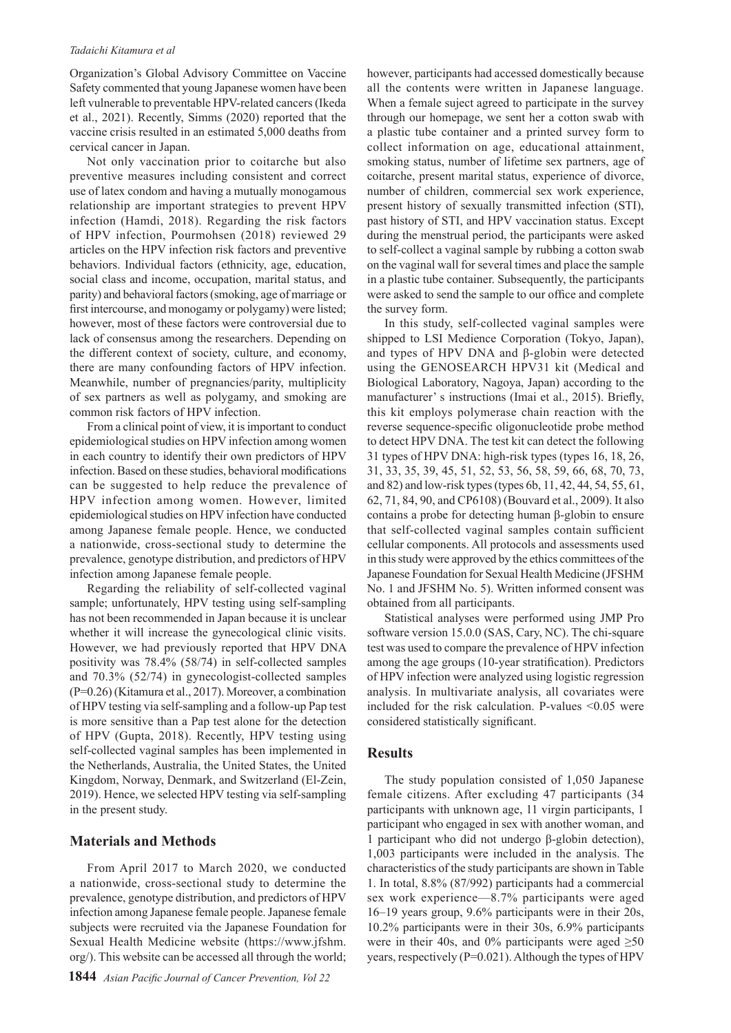Organization's Global Advisory Committee on Vaccine Safety commented that young Japanese women have been left vulnerable to preventable HPV-related cancers (Ikeda et al., 2021). Recently, Simms (2020) reported that the vaccine crisis resulted in an estimated 5,000 deaths from cervical cancer in Japan.

Not only vaccination prior to coitarche but also preventive measures including consistent and correct use of latex condom and having a mutually monogamous relationship are important strategies to prevent HPV infection (Hamdi, 2018). Regarding the risk factors of HPV infection, Pourmohsen (2018) reviewed 29 articles on the HPV infection risk factors and preventive behaviors. Individual factors (ethnicity, age, education, social class and income, occupation, marital status, and parity) and behavioral factors (smoking, age of marriage or first intercourse, and monogamy or polygamy) were listed; however, most of these factors were controversial due to lack of consensus among the researchers. Depending on the different context of society, culture, and economy, there are many confounding factors of HPV infection. Meanwhile, number of pregnancies/parity, multiplicity of sex partners as well as polygamy, and smoking are common risk factors of HPV infection.

From a clinical point of view, it is important to conduct epidemiological studies on HPV infection among women in each country to identify their own predictors of HPV infection. Based on these studies, behavioral modifications can be suggested to help reduce the prevalence of HPV infection among women. However, limited epidemiological studies on HPV infection have conducted among Japanese female people. Hence, we conducted a nationwide, cross-sectional study to determine the prevalence, genotype distribution, and predictors of HPV infection among Japanese female people.

Regarding the reliability of self-collected vaginal sample; unfortunately, HPV testing using self-sampling has not been recommended in Japan because it is unclear whether it will increase the gynecological clinic visits. However, we had previously reported that HPV DNA positivity was 78.4% (58/74) in self-collected samples and 70.3% (52/74) in gynecologist-collected samples (P=0.26) (Kitamura et al., 2017). Moreover, a combination of HPV testing via self-sampling and a follow-up Pap test is more sensitive than a Pap test alone for the detection of HPV (Gupta, 2018). Recently, HPV testing using self-collected vaginal samples has been implemented in the Netherlands, Australia, the United States, the United Kingdom, Norway, Denmark, and Switzerland (El-Zein, 2019). Hence, we selected HPV testing via self-sampling in the present study.

## Materials and Methods

From April 2017 to March 2020, we conducted a nationwide, cross-sectional study to determine the prevalence, genotype distribution, and predictors of HPV infection among Japanese female people. Japanese female subjects were recruited via the Japanese Foundation for Sexual Health Medicine website (https://www.jfshm.org/). This website can be accessed all through the world; however, participants had accessed domestically because all the contents were written in Japanese language. When a female suject agreed to participate in the survey through our homepage, we sent her a cotton swab with a plastic tube container and a printed survey form to collect information on age, educational attainment, smoking status, number of lifetime sex partners, age of coitarche, present marital status, experience of divorce, number of children, commercial sex work experience, present history of sexually transmitted infection (STI), past history of STI, and HPV vaccination status. Except during the menstrual period, the participants were asked to self-collect a vaginal sample by rubbing a cotton swab on the vaginal wall for several times and place the sample in a plastic tube container. Subsequently, the participants were asked to send the sample to our office and complete the survey form.

In this study, self-collected vaginal samples were shipped to LSI Medience Corporation (Tokyo, Japan), and types of HPV DNA and β-globin were detected using the GENOSEARCH HPV31 kit (Medical and Biological Laboratory, Nagoya, Japan) according to the manufacturer' s instructions (Imai et al., 2015). Briefly, this kit employs polymerase chain reaction with the reverse sequence-specific oligonucleotide probe method to detect HPV DNA. The test kit can detect the following 31 types of HPV DNA: high-risk types (types 16, 18, 26, 31, 33, 35, 39, 45, 51, 52, 53, 56, 58, 59, 66, 68, 70, 73, and 82) and low-risk types (types 6b, 11, 42, 44, 54, 55, 61, 62, 71, 84, 90, and CP6108) (Bouvard et al., 2009). It also contains a probe for detecting human β-globin to ensure that self-collected vaginal samples contain sufficient cellular components. All protocols and assessments used in this study were approved by the ethics committees of the Japanese Foundation for Sexual Health Medicine (JFSHM No. 1 and JFSHM No. 5). Written informed consent was obtained from all participants.

Statistical analyses were performed using JMP Pro software version 15.0.0 (SAS, Cary, NC). The chi-square test was used to compare the prevalence of HPV infection among the age groups (10-year stratification). Predictors of HPV infection were analyzed using logistic regression analysis. In multivariate analysis, all covariates were included for the risk calculation. P-values <0.05 were considered statistically significant.

## Results

The study population consisted of 1,050 Japanese female citizens. After excluding 47 participants (34 participants with unknown age, 11 virgin participants, 1 participant who engaged in sex with another woman, and 1 participant who did not undergo β-globin detection), 1,003 participants were included in the analysis. The characteristics of the study participants are shown in Table 1. In total, 8.8% (87/992) participants had a commercial sex work experience—8.7% participants were aged 16–19 years group, 9.6% participants were in their 20s, 10.2% participants were in their 30s, 6.9% participants were in their 40s, and 0% participants were aged ≥50 years, respectively (P=0.021). Although the types of HPV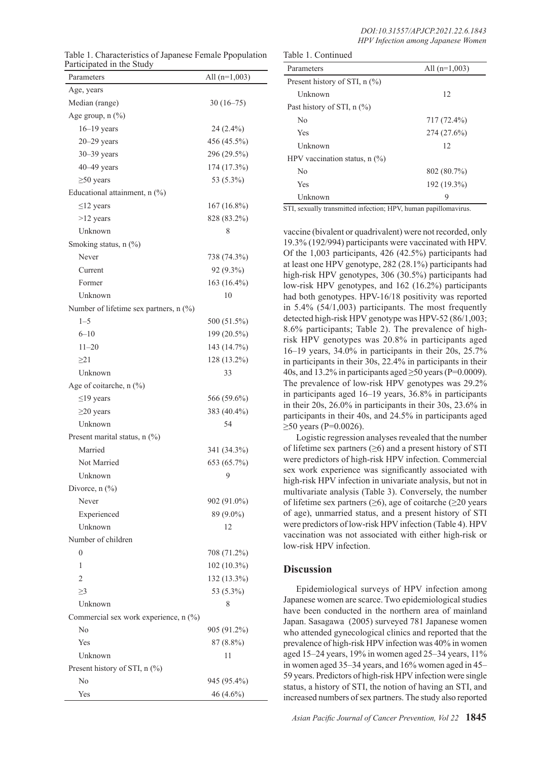Table 1. Characteristics of Japanese Female Ppopulation Participated in the Study

| Parameters | All (n=1,003) |
|---|---|
| Age, years | |
| Median (range) | 30 (16–75) |
| Age group, n (%) | |
| 16–19 years | 24 (2.4%) |
| 20–29 years | 456 (45.5%) |
| 30–39 years | 296 (29.5%) |
| 40–49 years | 174 (17.3%) |
| ≥50 years | 53 (5.3%) |
| Educational attainment, n (%) | |
| ≤12 years | 167 (16.8%) |
| >12 years | 828 (83.2%) |
| Unknown | 8 |
| Smoking status, n (%) | |
| Never | 738 (74.3%) |
| Current | 92 (9.3%) |
| Former | 163 (16.4%) |
| Unknown | 10 |
| Number of lifetime sex partners, n (%) | |
| 1–5 | 500 (51.5%) |
| 6–10 | 199 (20.5%) |
| 11–20 | 143 (14.7%) |
| ≥21 | 128 (13.2%) |
| Unknown | 33 |
| Age of coitarche, n (%) | |
| ≤19 years | 566 (59.6%) |
| ≥20 years | 383 (40.4%) |
| Unknown | 54 |
| Present marital status, n (%) | |
| Married | 341 (34.3%) |
| Not Married | 653 (65.7%) |
| Unknown | 9 |
| Divorce, n (%) | |
| Never | 902 (91.0%) |
| Experienced | 89 (9.0%) |
| Unknown | 12 |
| Number of children | |
| 0 | 708 (71.2%) |
| 1 | 102 (10.3%) |
| 2 | 132 (13.3%) |
| ≥3 | 53 (5.3%) |
| Unknown | 8 |
| Commercial sex work experience, n (%) | |
| No | 905 (91.2%) |
| Yes | 87 (8.8%) |
| Unknown | 11 |
| Present history of STI, n (%) | |
| No | 945 (95.4%) |
| Yes | 46 (4.6%) |
| Unknown | 12 |
| Past history of STI, n (%) | |
| No | 717 (72.4%) |
| Yes | 274 (27.6%) |
| Unknown | 12 |
| HPV vaccination status, n (%) | |
| No | 802 (80.7%) |
| Yes | 192 (19.3%) |
| Unknown | 9 |

STI, sexually transmitted infection; HPV, human papillomavirus.

vaccine (bivalent or quadrivalent) were not recorded, only 19.3% (192/994) participants were vaccinated with HPV. Of the 1,003 participants, 426 (42.5%) participants had at least one HPV genotype, 282 (28.1%) participants had high-risk HPV genotypes, 306 (30.5%) participants had low-risk HPV genotypes, and 162 (16.2%) participants had both genotypes. HPV-16/18 positivity was reported in 5.4% (54/1,003) participants. The most frequently detected high-risk HPV genotype was HPV-52 (86/1,003; 8.6% participants; Table 2). The prevalence of high-risk HPV genotypes was 20.8% in participants aged 16–19 years, 34.0% in participants in their 20s, 25.7% in participants in their 30s, 22.4% in participants in their 40s, and 13.2% in participants aged ≥50 years (P=0.0009). The prevalence of low-risk HPV genotypes was 29.2% in participants aged 16–19 years, 36.8% in participants in their 20s, 26.0% in participants in their 30s, 23.6% in participants in their 40s, and 24.5% in participants aged ≥50 years (P=0.0026).

Logistic regression analyses revealed that the number of lifetime sex partners (≥6) and a present history of STI were predictors of high-risk HPV infection. Commercial sex work experience was significantly associated with high-risk HPV infection in univariate analysis, but not in multivariate analysis (Table 3). Conversely, the number of lifetime sex partners (≥6), age of coitarche (≥20 years of age), unmarried status, and a present history of STI were predictors of low-risk HPV infection (Table 4). HPV vaccination was not associated with either high-risk or low-risk HPV infection.

## Discussion

Epidemiological surveys of HPV infection among Japanese women are scarce. Two epidemiological studies have been conducted in the northern area of mainland Japan. Sasagawa (2005) surveyed 781 Japanese women who attended gynecological clinics and reported that the prevalence of high-risk HPV infection was 40% in women aged 15–24 years, 19% in women aged 25–34 years, 11% in women aged 35–34 years, and 16% women aged in 45–59 years. Predictors of high-risk HPV infection were single status, a history of STI, the notion of having an STI, and increased numbers of sex partners. The study also reported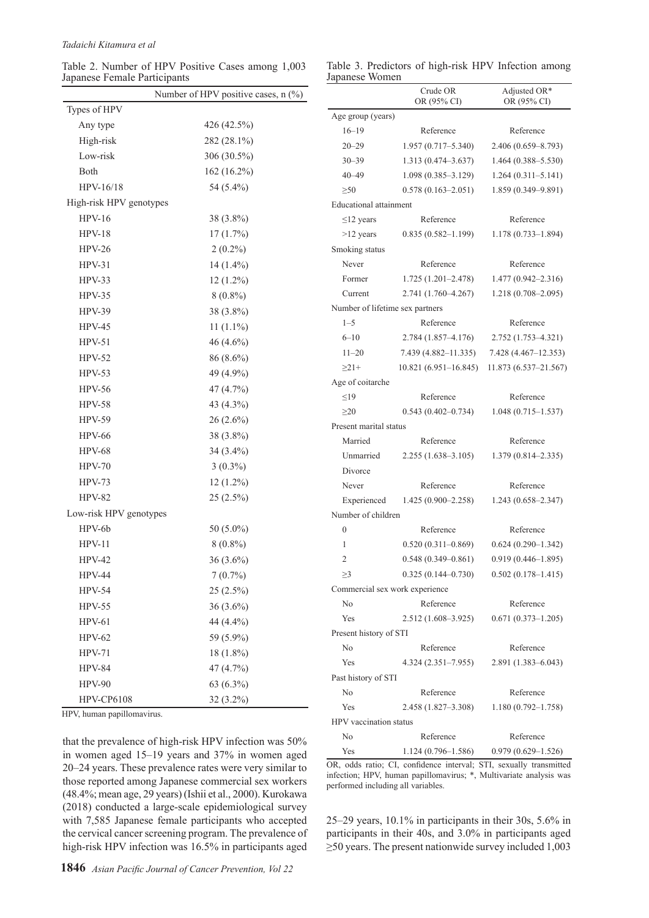Table 2. Number of HPV Positive Cases among 1,003 Japanese Female Participants

| | Number of HPV positive cases, n (%) |
|---|---|
| Types of HPV | |
| Any type | 426 (42.5%) |
| High-risk | 282 (28.1%) |
| Low-risk | 306 (30.5%) |
| Both | 162 (16.2%) |
| HPV-16/18 | 54 (5.4%) |
| High-risk HPV genotypes | |
| HPV-16 | 38 (3.8%) |
| HPV-18 | 17 (1.7%) |
| HPV-26 | 2 (0.2%) |
| HPV-31 | 14 (1.4%) |
| HPV-33 | 12 (1.2%) |
| HPV-35 | 8 (0.8%) |
| HPV-39 | 38 (3.8%) |
| HPV-45 | 11 (1.1%) |
| HPV-51 | 46 (4.6%) |
| HPV-52 | 86 (8.6%) |
| HPV-53 | 49 (4.9%) |
| HPV-56 | 47 (4.7%) |
| HPV-58 | 43 (4.3%) |
| HPV-59 | 26 (2.6%) |
| HPV-66 | 38 (3.8%) |
| HPV-68 | 34 (3.4%) |
| HPV-70 | 3 (0.3%) |
| HPV-73 | 12 (1.2%) |
| HPV-82 | 25 (2.5%) |
| Low-risk HPV genotypes | |
| HPV-6b | 50 (5.0%) |
| HPV-11 | 8 (0.8%) |
| HPV-42 | 36 (3.6%) |
| HPV-44 | 7 (0.7%) |
| HPV-54 | 25 (2.5%) |
| HPV-55 | 36 (3.6%) |
| HPV-61 | 44 (4.4%) |
| HPV-62 | 59 (5.9%) |
| HPV-71 | 18 (1.8%) |
| HPV-84 | 47 (4.7%) |
| HPV-90 | 63 (6.3%) |
| HPV-CP6108 | 32 (3.2%) |

HPV, human papillomavirus.

Table 3. Predictors of high-risk HPV Infection among Japanese Women

| | Crude OR OR (95% CI) | Adjusted OR* OR (95% CI) |
|---|---|---|
| Age group (years) | | |
| 16–19 | Reference | Reference |
| 20–29 | 1.957 (0.717–5.340) | 2.406 (0.659–8.793) |
| 30–39 | 1.313 (0.474–3.637) | 1.464 (0.388–5.530) |
| 40–49 | 1.098 (0.385–3.129) | 1.264 (0.311–5.141) |
| ≥50 | 0.578 (0.163–2.051) | 1.859 (0.349–9.891) |
| Educational attainment | | |
| ≤12 years | Reference | Reference |
| >12 years | 0.835 (0.582–1.199) | 1.178 (0.733–1.894) |
| Smoking status | | |
| Never | Reference | Reference |
| Former | 1.725 (1.201–2.478) | 1.477 (0.942–2.316) |
| Current | 2.741 (1.760–4.267) | 1.218 (0.708–2.095) |
| Number of lifetime sex partners | | |
| 1–5 | Reference | Reference |
| 6–10 | 2.784 (1.857–4.176) | 2.752 (1.753–4.321) |
| 11–20 | 7.439 (4.882–11.335) | 7.428 (4.467–12.353) |
| ≥21+ | 10.821 (6.951–16.845) | 11.873 (6.537–21.567) |
| Age of coitarche | | |
| ≤19 | Reference | Reference |
| ≥20 | 0.543 (0.402–0.734) | 1.048 (0.715–1.537) |
| Present marital status | | |
| Married | Reference | Reference |
| Unmarried | 2.255 (1.638–3.105) | 1.379 (0.814–2.335) |
| Divorce | | |
| Never | Reference | Reference |
| Experienced | 1.425 (0.900–2.258) | 1.243 (0.658–2.347) |
| Number of children | | |
| 0 | Reference | Reference |
| 1 | 0.520 (0.311–0.869) | 0.624 (0.290–1.342) |
| 2 | 0.548 (0.349–0.861) | 0.919 (0.446–1.895) |
| ≥3 | 0.325 (0.144–0.730) | 0.502 (0.178–1.415) |
| Commercial sex work experience | | |
| No | Reference | Reference |
| Yes | 2.512 (1.608–3.925) | 0.671 (0.373–1.205) |
| Present history of STI | | |
| No | Reference | Reference |
| Yes | 4.324 (2.351–7.955) | 2.891 (1.383–6.043) |
| Past history of STI | | |
| No | Reference | Reference |
| Yes | 2.458 (1.827–3.308) | 1.180 (0.792–1.758) |
| HPV vaccination status | | |
| No | Reference | Reference |
| Yes | 1.124 (0.796–1.586) | 0.979 (0.629–1.526) |

OR, odds ratio; CI, confidence interval; STI, sexually transmitted infection; HPV, human papillomavirus; *, Multivariate analysis was performed including all variables.

that the prevalence of high-risk HPV infection was 50% in women aged 15–19 years and 37% in women aged 20–24 years. These prevalence rates were very similar to those reported among Japanese commercial sex workers (48.4%; mean age, 29 years) (Ishii et al., 2000). Kurokawa (2018) conducted a large-scale epidemiological survey with 7,585 Japanese female participants who accepted the cervical cancer screening program. The prevalence of high-risk HPV infection was 16.5% in participants aged 25–29 years, 10.1% in participants in their 30s, 5.6% in participants in their 40s, and 3.0% in participants aged ≥50 years. The present nationwide survey included 1,003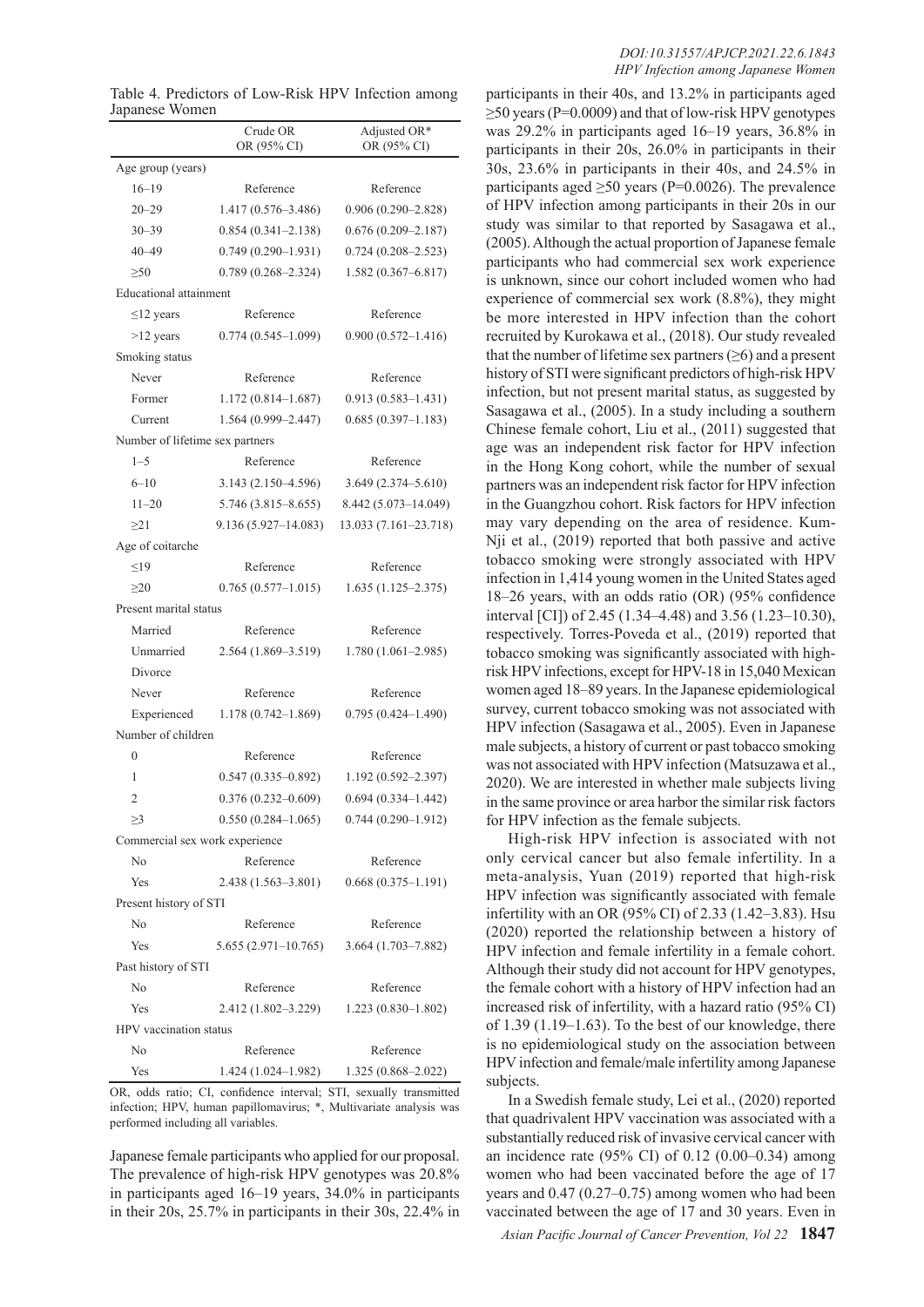Table 4. Predictors of Low-Risk HPV Infection among Japanese Women

| | Crude OR OR (95% CI) | Adjusted OR* OR (95% CI) |
|---|---|---|
| Age group (years) | | |
| 16–19 | Reference | Reference |
| 20–29 | 1.417 (0.576–3.486) | 0.906 (0.290–2.828) |
| 30–39 | 0.854 (0.341–2.138) | 0.676 (0.209–2.187) |
| 40–49 | 0.749 (0.290–1.931) | 0.724 (0.208–2.523) |
| ≥50 | 0.789 (0.268–2.324) | 1.582 (0.367–6.817) |
| Educational attainment | | |
| ≤12 years | Reference | Reference |
| >12 years | 0.774 (0.545–1.099) | 0.900 (0.572–1.416) |
| Smoking status | | |
| Never | Reference | Reference |
| Former | 1.172 (0.814–1.687) | 0.913 (0.583–1.431) |
| Current | 1.564 (0.999–2.447) | 0.685 (0.397–1.183) |
| Number of lifetime sex partners | | |
| 1–5 | Reference | Reference |
| 6–10 | 3.143 (2.150–4.596) | 3.649 (2.374–5.610) |
| 11–20 | 5.746 (3.815–8.655) | 8.442 (5.073–14.049) |
| ≥21 | 9.136 (5.927–14.083) | 13.033 (7.161–23.718) |
| Age of coitarche | | |
| ≤19 | Reference | Reference |
| ≥20 | 0.765 (0.577–1.015) | 1.635 (1.125–2.375) |
| Present marital status | | |
| Married | Reference | Reference |
| Unmarried | 2.564 (1.869–3.519) | 1.780 (1.061–2.985) |
| Divorce | | |
| Never | Reference | Reference |
| Experienced | 1.178 (0.742–1.869) | 0.795 (0.424–1.490) |
| Number of children | | |
| 0 | Reference | Reference |
| 1 | 0.547 (0.335–0.892) | 1.192 (0.592–2.397) |
| 2 | 0.376 (0.232–0.609) | 0.694 (0.334–1.442) |
| ≥3 | 0.550 (0.284–1.065) | 0.744 (0.290–1.912) |
| Commercial sex work experience | | |
| No | Reference | Reference |
| Yes | 2.438 (1.563–3.801) | 0.668 (0.375–1.191) |
| Present history of STI | | |
| No | Reference | Reference |
| Yes | 5.655 (2.971–10.765) | 3.664 (1.703–7.882) |
| Past history of STI | | |
| No | Reference | Reference |
| Yes | 2.412 (1.802–3.229) | 1.223 (0.830–1.802) |
| HPV vaccination status | | |
| No | Reference | Reference |
| Yes | 1.424 (1.024–1.982) | 1.325 (0.868–2.022) |

OR, odds ratio; CI, confidence interval; STI, sexually transmitted infection; HPV, human papillomavirus; *, Multivariate analysis was performed including all variables.

Japanese female participants who applied for our proposal. The prevalence of high-risk HPV genotypes was 20.8% in participants aged 16–19 years, 34.0% in participants in their 20s, 25.7% in participants in their 30s, 22.4% in participants in their 40s, and 13.2% in participants aged ≥50 years (P=0.0009) and that of low-risk HPV genotypes was 29.2% in participants aged 16–19 years, 36.8% in participants in their 20s, 26.0% in participants in their 30s, 23.6% in participants in their 40s, and 24.5% in participants aged ≥50 years (P=0.0026). The prevalence of HPV infection among participants in their 20s in our study was similar to that reported by Sasagawa et al., (2005). Although the actual proportion of Japanese female participants who had commercial sex work experience is unknown, since our cohort included women who had experience of commercial sex work (8.8%), they might be more interested in HPV infection than the cohort recruited by Kurokawa et al., (2018). Our study revealed that the number of lifetime sex partners (≥6) and a present history of STI were significant predictors of high-risk HPV infection, but not present marital status, as suggested by Sasagawa et al., (2005). In a study including a southern Chinese female cohort, Liu et al., (2011) suggested that age was an independent risk factor for HPV infection in the Hong Kong cohort, while the number of sexual partners was an independent risk factor for HPV infection in the Guangzhou cohort. Risk factors for HPV infection may vary depending on the area of residence. Kum-Nji et al., (2019) reported that both passive and active tobacco smoking were strongly associated with HPV infection in 1,414 young women in the United States aged 18–26 years, with an odds ratio (OR) (95% confidence interval [CI]) of 2.45 (1.34–4.48) and 3.56 (1.23–10.30), respectively. Torres-Poveda et al., (2019) reported that tobacco smoking was significantly associated with high-risk HPV infections, except for HPV-18 in 15,040 Mexican women aged 18–89 years. In the Japanese epidemiological survey, current tobacco smoking was not associated with HPV infection (Sasagawa et al., 2005). Even in Japanese male subjects, a history of current or past tobacco smoking was not associated with HPV infection (Matsuzawa et al., 2020). We are interested in whether male subjects living in the same province or area harbor the similar risk factors for HPV infection as the female subjects.

High-risk HPV infection is associated with not only cervical cancer but also female infertility. In a meta-analysis, Yuan (2019) reported that high-risk HPV infection was significantly associated with female infertility with an OR (95% CI) of 2.33 (1.42–3.83). Hsu (2020) reported the relationship between a history of HPV infection and female infertility in a female cohort. Although their study did not account for HPV genotypes, the female cohort with a history of HPV infection had an increased risk of infertility, with a hazard ratio (95% CI) of 1.39 (1.19–1.63). To the best of our knowledge, there is no epidemiological study on the association between HPV infection and female/male infertility among Japanese subjects.

In a Swedish female study, Lei et al., (2020) reported that quadrivalent HPV vaccination was associated with a substantially reduced risk of invasive cervical cancer with an incidence rate (95% CI) of 0.12 (0.00–0.34) among women who had been vaccinated before the age of 17 years and 0.47 (0.27–0.75) among women who had been vaccinated between the age of 17 and 30 years. Even in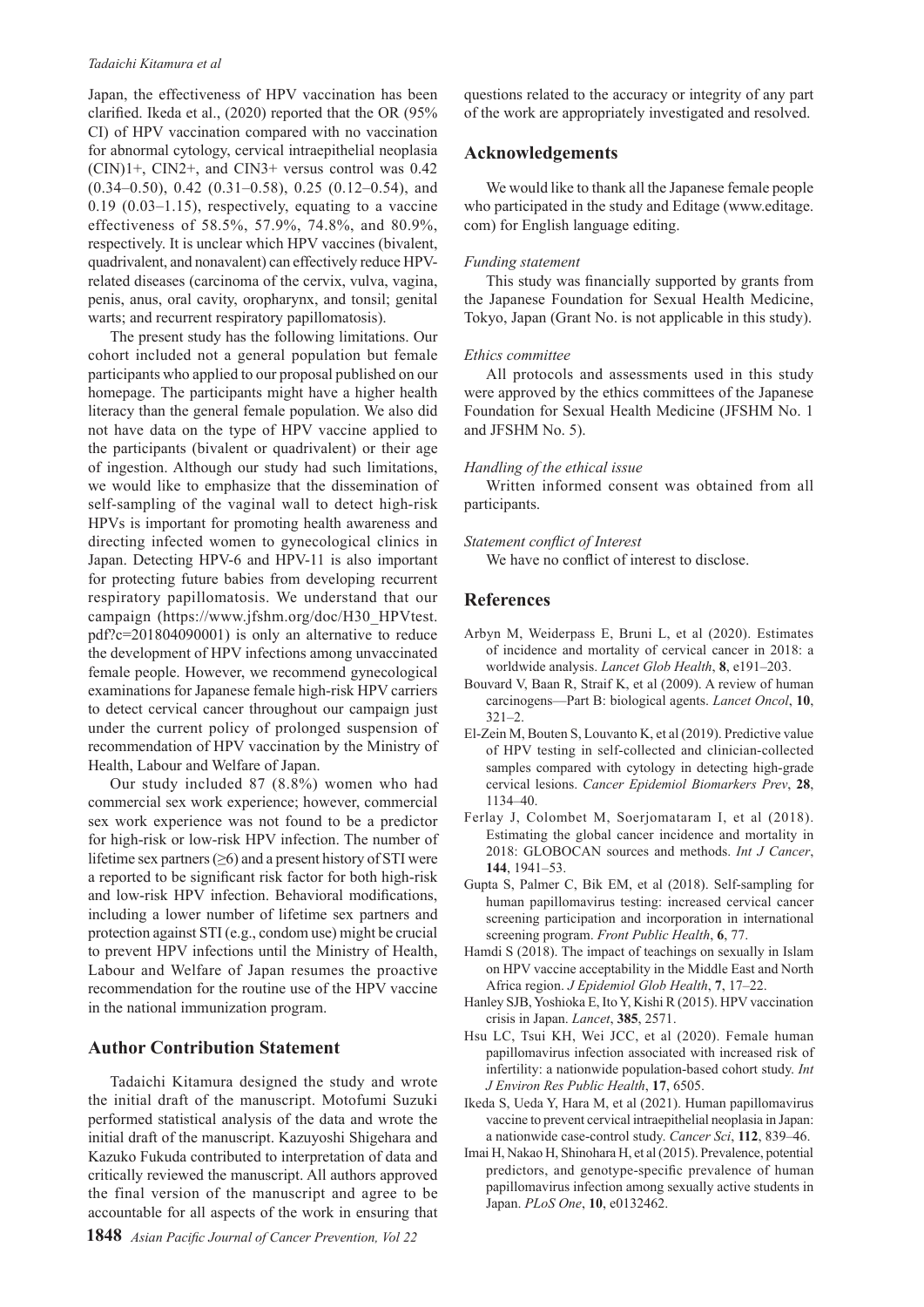Japan, the effectiveness of HPV vaccination has been clarified. Ikeda et al., (2020) reported that the OR (95% CI) of HPV vaccination compared with no vaccination for abnormal cytology, cervical intraepithelial neoplasia (CIN)1+, CIN2+, and CIN3+ versus control was 0.42 (0.34–0.50), 0.42 (0.31–0.58), 0.25 (0.12–0.54), and 0.19 (0.03–1.15), respectively, equating to a vaccine effectiveness of 58.5%, 57.9%, 74.8%, and 80.9%, respectively. It is unclear which HPV vaccines (bivalent, quadrivalent, and nonavalent) can effectively reduce HPV-related diseases (carcinoma of the cervix, vulva, vagina, penis, anus, oral cavity, oropharynx, and tonsil; genital warts; and recurrent respiratory papillomatosis).

The present study has the following limitations. Our cohort included not a general population but female participants who applied to our proposal published on our homepage. The participants might have a higher health literacy than the general female population. We also did not have data on the type of HPV vaccine applied to the participants (bivalent or quadrivalent) or their age of ingestion. Although our study had such limitations, we would like to emphasize that the dissemination of self-sampling of the vaginal wall to detect high-risk HPVs is important for promoting health awareness and directing infected women to gynecological clinics in Japan. Detecting HPV-6 and HPV-11 is also important for protecting future babies from developing recurrent respiratory papillomatosis. We understand that our campaign (https://www.jfshm.org/doc/H30_HPVtest.pdf?c=201804090001) is only an alternative to reduce the development of HPV infections among unvaccinated female people. However, we recommend gynecological examinations for Japanese female high-risk HPV carriers to detect cervical cancer throughout our campaign just under the current policy of prolonged suspension of recommendation of HPV vaccination by the Ministry of Health, Labour and Welfare of Japan.

Our study included 87 (8.8%) women who had commercial sex work experience; however, commercial sex work experience was not found to be a predictor for high-risk or low-risk HPV infection. The number of lifetime sex partners (≥6) and a present history of STI were a reported to be significant risk factor for both high-risk and low-risk HPV infection. Behavioral modifications, including a lower number of lifetime sex partners and protection against STI (e.g., condom use) might be crucial to prevent HPV infections until the Ministry of Health, Labour and Welfare of Japan resumes the proactive recommendation for the routine use of the HPV vaccine in the national immunization program.

## Author Contribution Statement

Tadaichi Kitamura designed the study and wrote the initial draft of the manuscript. Motofumi Suzuki performed statistical analysis of the data and wrote the initial draft of the manuscript. Kazuyoshi Shigehara and Kazuko Fukuda contributed to interpretation of data and critically reviewed the manuscript. All authors approved the final version of the manuscript and agree to be accountable for all aspects of the work in ensuring that questions related to the accuracy or integrity of any part of the work are appropriately investigated and resolved.

## Acknowledgements

We would like to thank all the Japanese female people who participated in the study and Editage (www.editage.com) for English language editing.

*Funding statement*

This study was financially supported by grants from the Japanese Foundation for Sexual Health Medicine, Tokyo, Japan (Grant No. is not applicable in this study).

*Ethics committee*

All protocols and assessments used in this study were approved by the ethics committees of the Japanese Foundation for Sexual Health Medicine (JFSHM No. 1 and JFSHM No. 5).

*Handling of the ethical issue*

Written informed consent was obtained from all participants.

*Statement conflict of Interest*

We have no conflict of interest to disclose.

## References

Arbyn M, Weiderpass E, Bruni L, et al (2020). Estimates of incidence and mortality of cervical cancer in 2018: a worldwide analysis. *Lancet Glob Health*, **8**, e191–203.

Bouvard V, Baan R, Straif K, et al (2009). A review of human carcinogens—Part B: biological agents. *Lancet Oncol*, **10**, 321–2.

El-Zein M, Bouten S, Louvanto K, et al (2019). Predictive value of HPV testing in self-collected and clinician-collected samples compared with cytology in detecting high-grade cervical lesions. *Cancer Epidemiol Biomarkers Prev*, **28**, 1134–40.

Ferlay J, Colombet M, Soerjomataram I, et al (2018). Estimating the global cancer incidence and mortality in 2018: GLOBOCAN sources and methods. *Int J Cancer*, **144**, 1941–53.

Gupta S, Palmer C, Bik EM, et al (2018). Self-sampling for human papillomavirus testing: increased cervical cancer screening participation and incorporation in international screening program. *Front Public Health*, **6**, 77.

Hamdi S (2018). The impact of teachings on sexually in Islam on HPV vaccine acceptability in the Middle East and North Africa region. *J Epidemiol Glob Health*, **7**, 17–22.

Hanley SJB, Yoshioka E, Ito Y, Kishi R (2015). HPV vaccination crisis in Japan. *Lancet*, **385**, 2571.

Hsu LC, Tsui KH, Wei JCC, et al (2020). Female human papillomavirus infection associated with increased risk of infertility: a nationwide population-based cohort study. *Int J Environ Res Public Health*, **17**, 6505.

Ikeda S, Ueda Y, Hara M, et al (2021). Human papillomavirus vaccine to prevent cervical intraepithelial neoplasia in Japan: a nationwide case-control study. *Cancer Sci*, **112**, 839–46.

Imai H, Nakao H, Shinohara H, et al (2015). Prevalence, potential predictors, and genotype-specific prevalence of human papillomavirus infection among sexually active students in Japan. *PLoS One*, **10**, e0132462.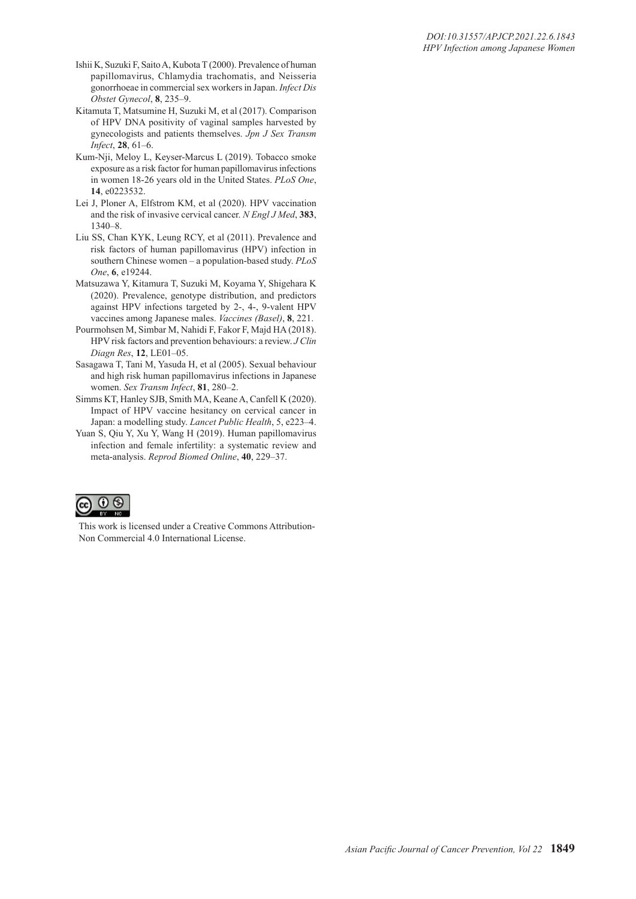Ishii K, Suzuki F, Saito A, Kubota T (2000). Prevalence of human papillomavirus, Chlamydia trachomatis, and Neisseria gonorrhoeae in commercial sex workers in Japan. *Infect Dis Obstet Gynecol*, **8**, 235–9.

Kitamuta T, Matsumine H, Suzuki M, et al (2017). Comparison of HPV DNA positivity of vaginal samples harvested by gynecologists and patients themselves. *Jpn J Sex Transm Infect*, **28**, 61–6.

Kum-Nji, Meloy L, Keyser-Marcus L (2019). Tobacco smoke exposure as a risk factor for human papillomavirus infections in women 18-26 years old in the United States. *PLoS One*, **14**, e0223532.

Lei J, Ploner A, Elfstrom KM, et al (2020). HPV vaccination and the risk of invasive cervical cancer. *N Engl J Med*, **383**, 1340–8.

Liu SS, Chan KYK, Leung RCY, et al (2011). Prevalence and risk factors of human papillomavirus (HPV) infection in southern Chinese women – a population-based study. *PLoS One*, **6**, e19244.

Matsuzawa Y, Kitamura T, Suzuki M, Koyama Y, Shigehara K (2020). Prevalence, genotype distribution, and predictors against HPV infections targeted by 2-, 4-, 9-valent HPV vaccines among Japanese males. *Vaccines (Basel)*, **8**, 221.

Pourmohsen M, Simbar M, Nahidi F, Fakor F, Majd HA (2018). HPV risk factors and prevention behaviours: a review. *J Clin Diagn Res*, **12**, LE01–05.

Sasagawa T, Tani M, Yasuda H, et al (2005). Sexual behaviour and high risk human papillomavirus infections in Japanese women. *Sex Transm Infect*, **81**, 280–2.

Simms KT, Hanley SJB, Smith MA, Keane A, Canfell K (2020). Impact of HPV vaccine hesitancy on cervical cancer in Japan: a modelling study. *Lancet Public Health*, 5, e223–4.

Yuan S, Qiu Y, Xu Y, Wang H (2019). Human papillomavirus infection and female infertility: a systematic review and meta-analysis. *Reprod Biomed Online*, **40**, 229–37.

This work is licensed under a Creative Commons Attribution-Non Commercial 4.0 International License.